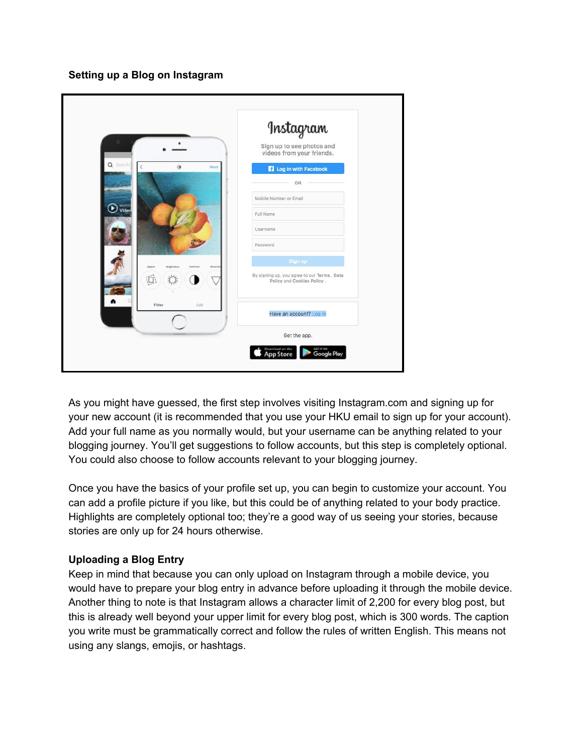## Setting up a Blog on Instagram

As you might have guessed, the first step involves visiting Instagram.com and signing up for your new account (it is recommended that you use your HKU email to sign up for your account). Add your full name as you normally would, but your username can be anything related to your blogging journey. You'll get suggestions to follow accounts, but this step is completely optional. You could also choose to follow accounts relevant to your blogging journey.

Once you have the basics of your profile set up, you can begin to customize your account. You can add a profile picture if you like, but this could be of anything related to your body practice. Highlights are completely optional too; they're a good way of us seeing your stories, because stories are only up for 24 hours otherwise.

## Uploading a Blog Entry

Keep in mind that because you can only upload on Instagram through a mobile device, you would have to prepare your blog entry in advance before uploading it through the mobile device. Another thing to note is that Instagram allows a character limit of 2,200 for every blog post, but this is already well beyond your upper limit for every blog post, which is 300 words. The caption you write must be grammatically correct and follow the rules of written English. This means not using any slangs, emojis, or hashtags.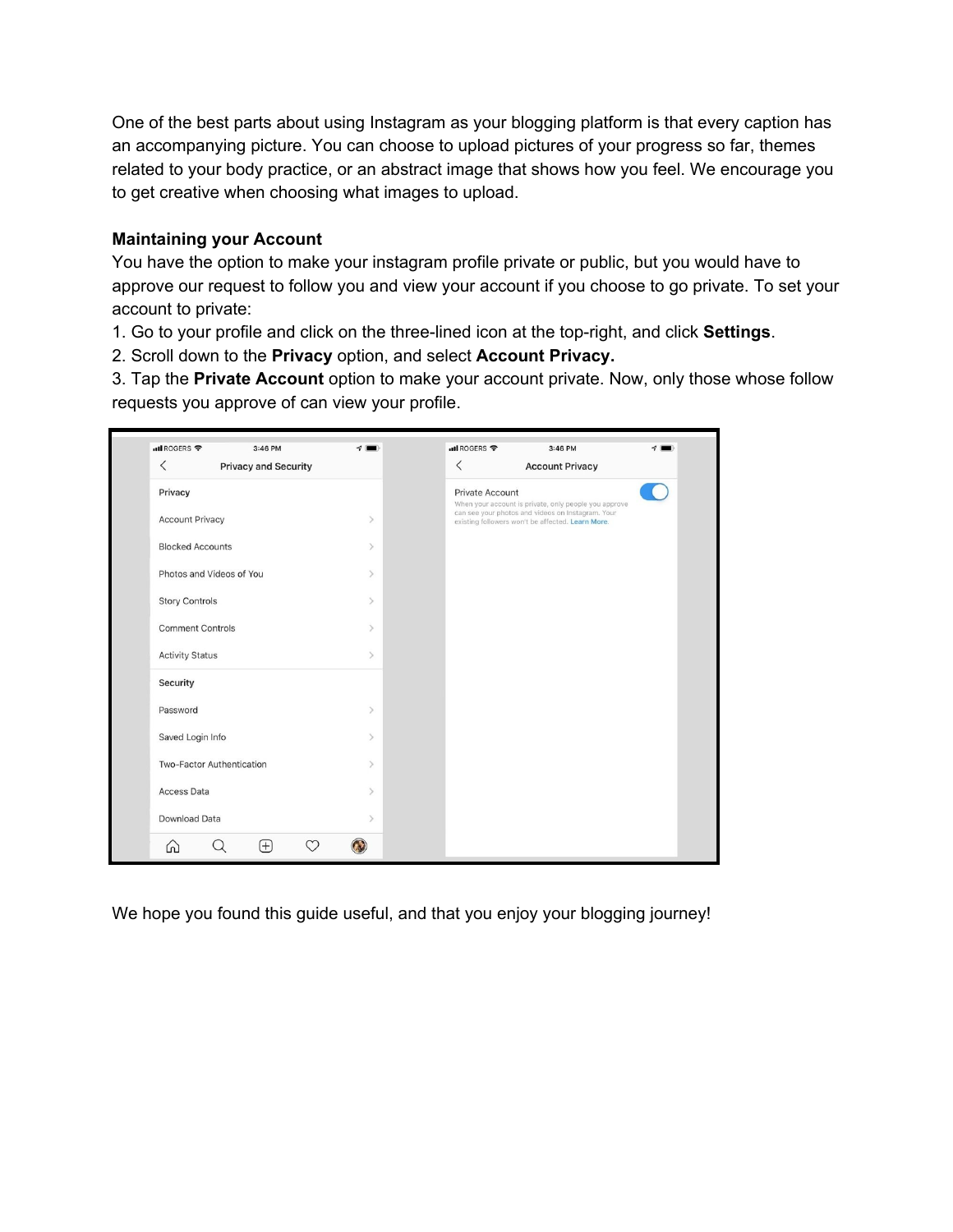One of the best parts about using Instagram as your blogging platform is that every caption has an accompanying picture. You can choose to upload pictures of your progress so far, themes related to your body practice, or an abstract image that shows how you feel. We encourage you to get creative when choosing what images to upload.

**Maintaining your Account**

You have the option to make your instagram profile private or public, but you would have to approve our request to follow you and view your account if you choose to go private. To set your account to private:

1. Go to your profile and click on the three-lined icon at the top-right, and click **Settings**.
2. Scroll down to the **Privacy** option, and select **Account Privacy.**
3. Tap the **Private Account** option to make your account private. Now, only those whose follow requests you approve of can view your profile.

We hope you found this guide useful, and that you enjoy your blogging journey!